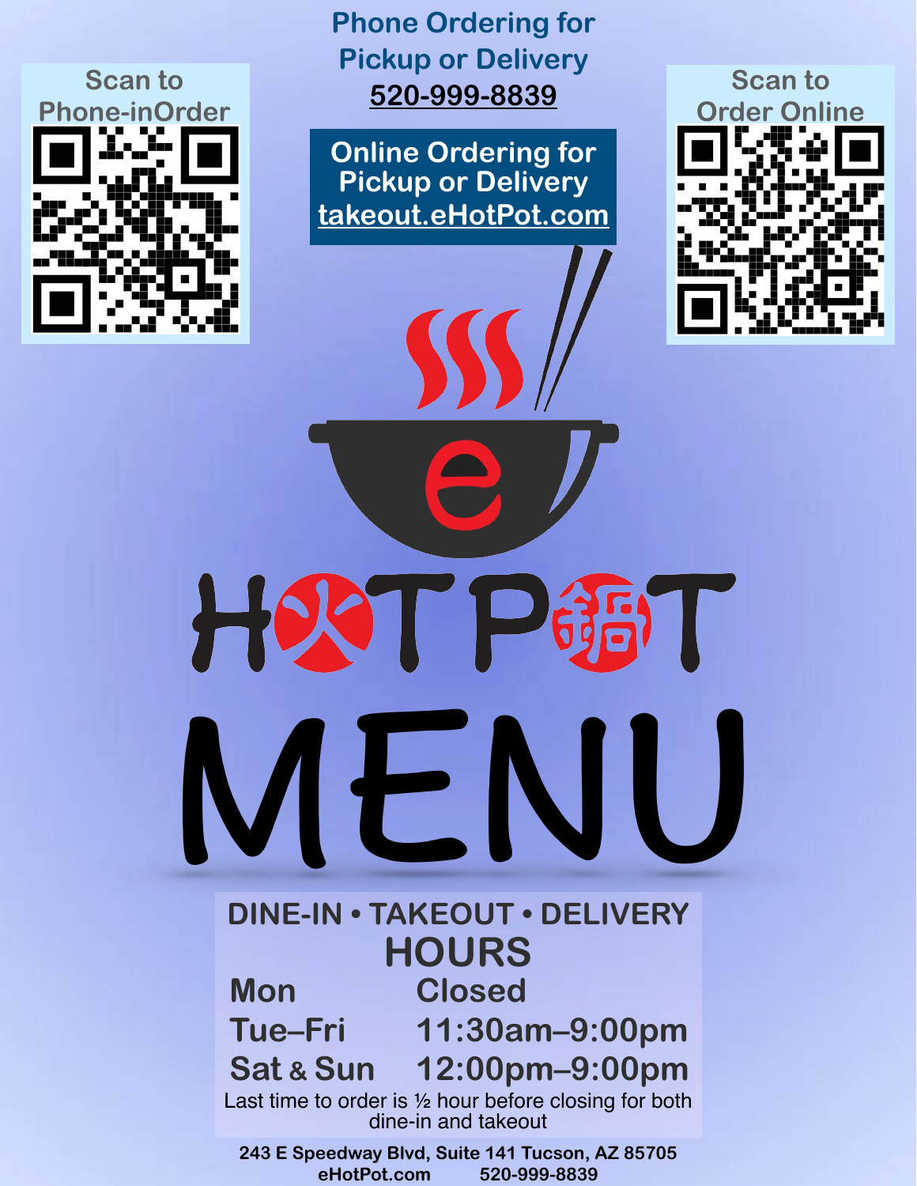Scan to Phone-inOrder

## Phone Ordering for Pickup or Delivery

**520-999-8839**

Scan to Order Online

## Online Ordering for Pickup or Delivery

**takeout.eHotPot.com**

# HOTPOT

# MENU

**DINE-IN • TAKEOUT • DELIVERY**

## HOURS

| | |
|---|---|
| Mon | Closed |
| Tue–Fri | 11:30am–9:00pm |
| Sat & Sun | 12:00pm–9:00pm |

Last time to order is ½ hour before closing for both dine-in and takeout

**243 E Speedway Blvd, Suite 141 Tucson, AZ 85705**
**eHotPot.com 520-999-8839**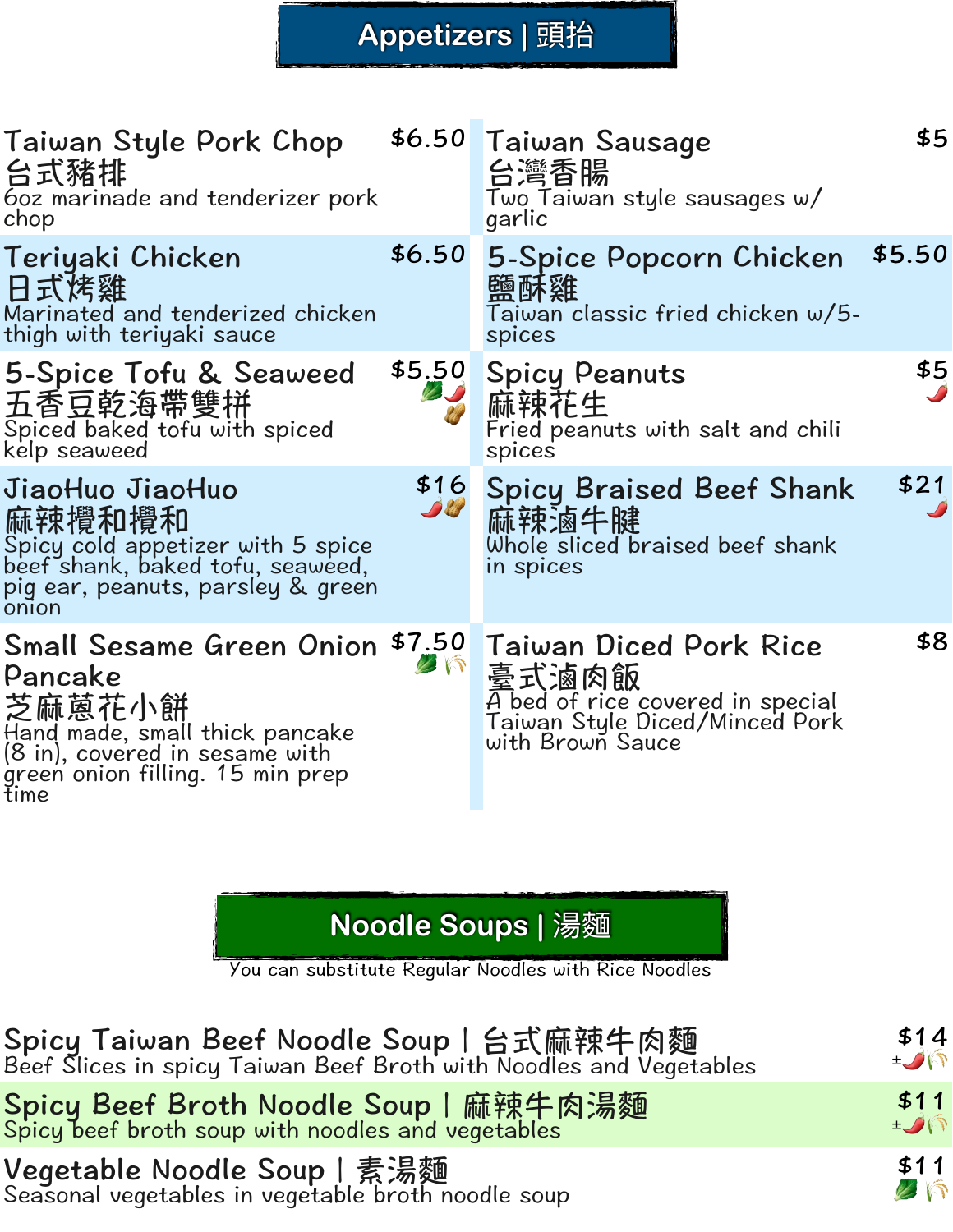# Appetizers | 頭抬

**Taiwan Style Pork Chop** — $6.50
台式豬排
6oz marinade and tenderizer pork chop

**Taiwan Sausage** — $5
台灣香腸
Two Taiwan style sausages w/ garlic

**Teriyaki Chicken** — $6.50
日式烤雞
Marinated and tenderized chicken thigh with teriyaki sauce

**5-Spice Popcorn Chicken** — $5.50
鹽酥雞
Taiwan classic fried chicken w/5-spices

**5-Spice Tofu & Seaweed** — $5.50
五香豆乾海帶雙拼
Spiced baked tofu with spiced kelp seaweed

**Spicy Peanuts** — $5
麻辣花生
Fried peanuts with salt and chili spices

**JiaoHuo JiaoHuo** — $16
麻辣攪和攪和
Spicy cold appetizer with 5 spice beef shank, baked tofu, seaweed, pig ear, peanuts, parsley & green onion

**Spicy Braised Beef Shank** — $21
麻辣滷牛腱
Whole sliced braised beef shank in spices

**Small Sesame Green Onion Pancake** — $7.50
芝麻蔥花小餅
Hand made, small thick pancake (8 in), covered in sesame with green onion filling. 15 min prep time

**Taiwan Diced Pork Rice** — $8
臺式滷肉飯
A bed of rice covered in special Taiwan Style Diced/Minced Pork with Brown Sauce

# Noodle Soups | 湯麵

You can substitute Regular Noodles with Rice Noodles

**Spicy Taiwan Beef Noodle Soup | 台式麻辣牛肉麵** — $14
Beef Slices in spicy Taiwan Beef Broth with Noodles and Vegetables

**Spicy Beef Broth Noodle Soup | 麻辣牛肉湯麵** — $11
Spicy beef broth soup with noodles and vegetables

**Vegetable Noodle Soup | 素湯麵** — $11
Seasonal vegetables in vegetable broth noodle soup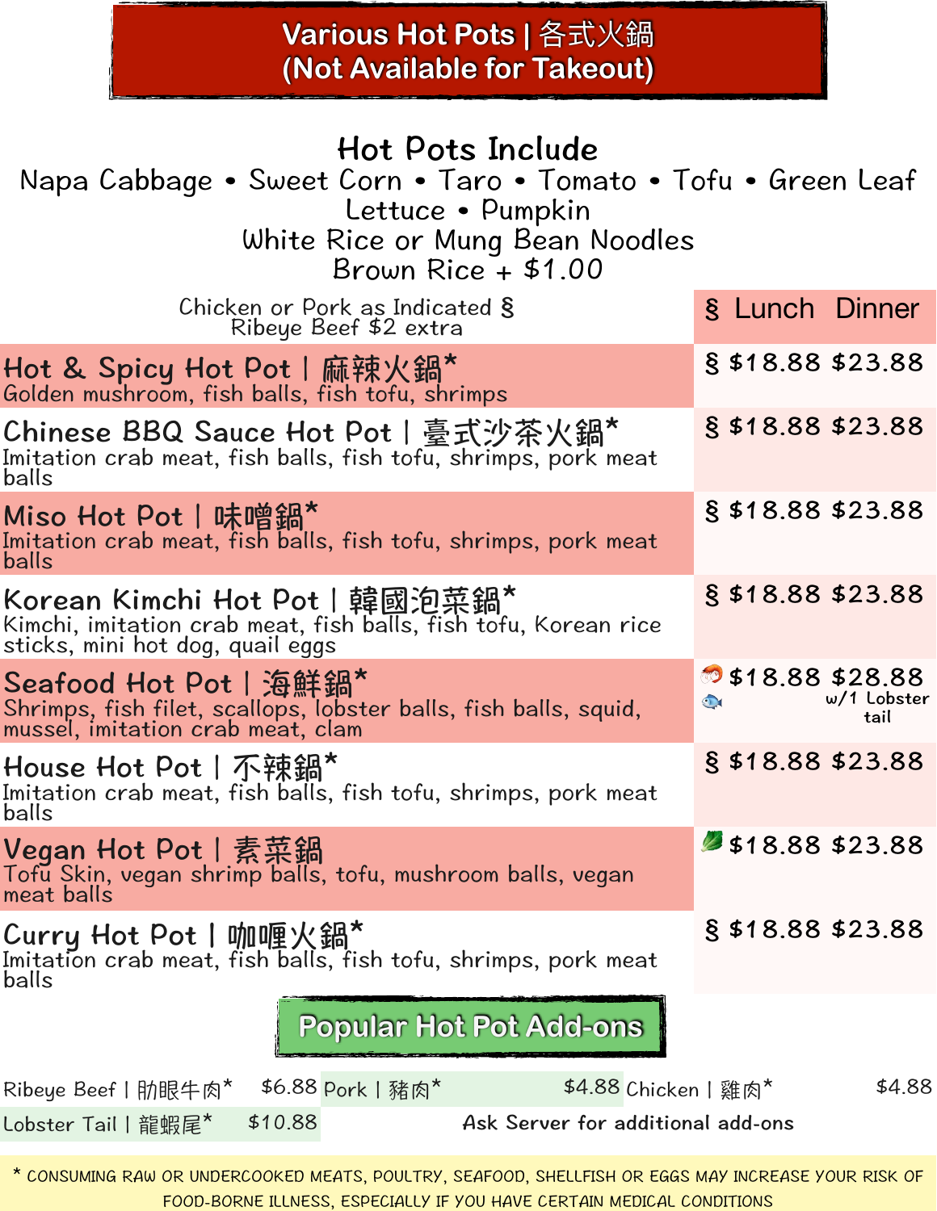# Various Hot Pots | 各式火鍋
## (Not Available for Takeout)

### Hot Pots Include

Napa Cabbage • Sweet Corn • Taro • Tomato • Tofu • Green Leaf Lettuce • Pumpkin

White Rice or Mung Bean Noodles

Brown Rice + $1.00

Chicken or Pork as Indicated §
Ribeye Beef $2 extra

| Hot Pot | § | Lunch | Dinner |
|---|---|---|---|
| **Hot & Spicy Hot Pot \| 麻辣火鍋*** <br> Golden mushroom, fish balls, fish tofu, shrimps | § | $18.88 | $23.88 |
| **Chinese BBQ Sauce Hot Pot \| 臺式沙茶火鍋*** <br> Imitation crab meat, fish balls, fish tofu, shrimps, pork meat balls | § | $18.88 | $23.88 |
| **Miso Hot Pot \| 味噌鍋*** <br> Imitation crab meat, fish balls, fish tofu, shrimps, pork meat balls | § | $18.88 | $23.88 |
| **Korean Kimchi Hot Pot \| 韓國泡菜鍋*** <br> Kimchi, imitation crab meat, fish balls, fish tofu, Korean rice sticks, mini hot dog, quail eggs | § | $18.88 | $23.88 |
| **Seafood Hot Pot \| 海鮮鍋*** <br> Shrimps, fish filet, scallops, lobster balls, fish balls, squid, mussel, imitation crab meat, clam | | $18.88 | $28.88 w/1 Lobster tail |
| **House Hot Pot \| 不辣鍋*** <br> Imitation crab meat, fish balls, fish tofu, shrimps, pork meat balls | § | $18.88 | $23.88 |
| **Vegan Hot Pot \| 素菜鍋** <br> Tofu Skin, vegan shrimp balls, tofu, mushroom balls, vegan meat balls | | $18.88 | $23.88 |
| **Curry Hot Pot \| 咖喱火鍋*** <br> Imitation crab meat, fish balls, fish tofu, shrimps, pork meat balls | § | $18.88 | $23.88 |

## Popular Hot Pot Add-ons

| Add-on | Price |
|---|---|
| Ribeye Beef \| 肋眼牛肉* | $6.88 |
| Pork \| 豬肉* | $4.88 |
| Chicken \| 雞肉* | $4.88 |
| Lobster Tail \| 龍蝦尾* | $10.88 |

Ask Server for additional add-ons

* CONSUMING RAW OR UNDERCOOKED MEATS, POULTRY, SEAFOOD, SHELLFISH OR EGGS MAY INCREASE YOUR RISK OF FOOD-BORNE ILLNESS, ESPECIALLY IF YOU HAVE CERTAIN MEDICAL CONDITIONS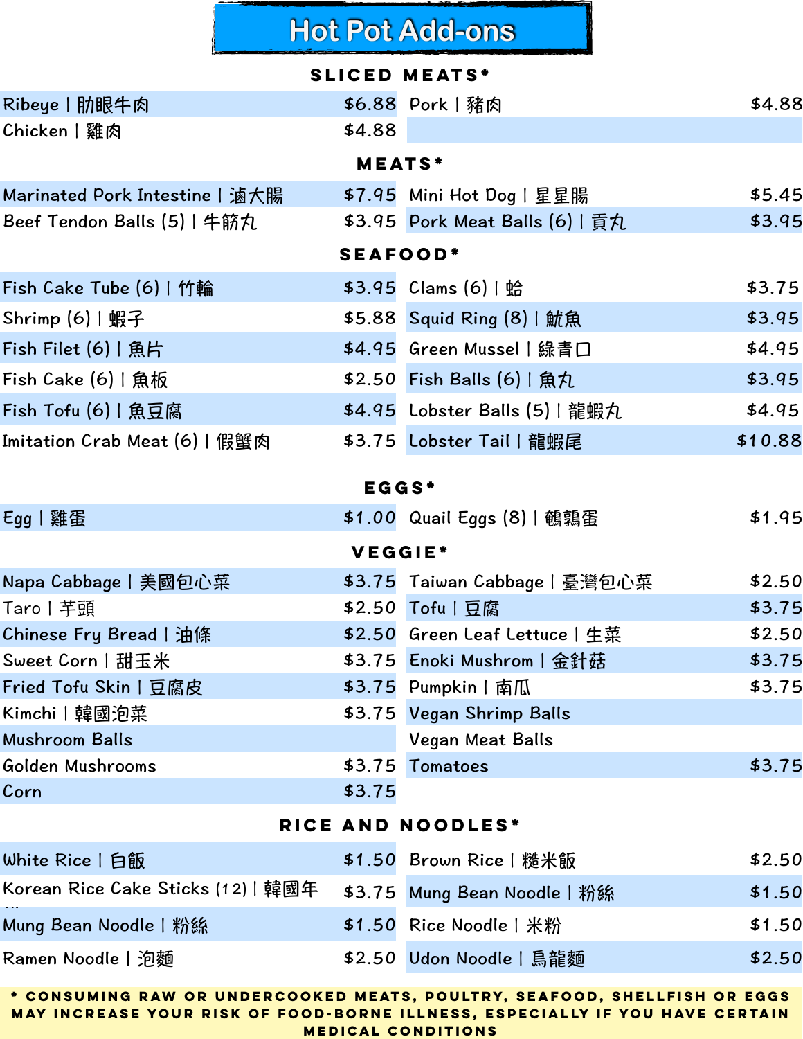# Hot Pot Add-ons

## SLICED MEATS*

| Item | Price | Item | Price |
|---|---|---|---|
| Ribeye \| 肋眼牛肉 | $6.88 | Pork \| 豬肉 | $4.88 |
| Chicken \| 雞肉 | $4.88 | | |

## MEATS*

| Item | Price | Item | Price |
|---|---|---|---|
| Marinated Pork Intestine \| 滷大腸 | $7.95 | Mini Hot Dog \| 星星腸 | $5.45 |
| Beef Tendon Balls (5) \| 牛筋丸 | $3.95 | Pork Meat Balls (6) \| 貢丸 | $3.95 |

## SEAFOOD*

| Item | Price | Item | Price |
|---|---|---|---|
| Fish Cake Tube (6) \| 竹輪 | $3.95 | Clams (6) \| 蛤 | $3.75 |
| Shrimp (6) \| 蝦子 | $5.88 | Squid Ring (8) \| 魷魚 | $3.95 |
| Fish Filet (6) \| 魚片 | $4.95 | Green Mussel \| 綠青口 | $4.95 |
| Fish Cake (6) \| 魚板 | $2.50 | Fish Balls (6) \| 魚丸 | $3.95 |
| Fish Tofu (6) \| 魚豆腐 | $4.95 | Lobster Balls (5) \| 龍蝦丸 | $4.95 |
| Imitation Crab Meat (6) \| 假蟹肉 | $3.75 | Lobster Tail \| 龍蝦尾 | $10.88 |

## EGGS*

| Item | Price | Item | Price |
|---|---|---|---|
| Egg \| 雞蛋 | $1.00 | Quail Eggs (8) \| 鵪鶉蛋 | $1.95 |

## VEGGIE*

| Item | Price | Item | Price |
|---|---|---|---|
| Napa Cabbage \| 美國包心菜 | $3.75 | Taiwan Cabbage \| 臺灣包心菜 | $2.50 |
| Taro \| 芋頭 | $2.50 | Tofu \| 豆腐 | $3.75 |
| Chinese Fry Bread \| 油條 | $2.50 | Green Leaf Lettuce \| 生菜 | $2.50 |
| Sweet Corn \| 甜玉米 | $3.75 | Enoki Mushroom \| 金針菇 | $3.75 |
| Fried Tofu Skin \| 豆腐皮 | $3.75 | Pumpkin \| 南瓜 | $3.75 |
| Kimchi \| 韓國泡菜 | $3.75 | Vegan Shrimp Balls | |
| Mushroom Balls | | Vegan Meat Balls | |
| Golden Mushrooms | $3.75 | Tomatoes | $3.75 |
| Corn | $3.75 | | |

## RICE AND NOODLES*

| Item | Price | Item | Price |
|---|---|---|---|
| White Rice \| 白飯 | $1.50 | Brown Rice \| 糙米飯 | $2.50 |
| Korean Rice Cake Sticks (12) \| 韓國年糕 | $3.75 | Mung Bean Noodle \| 粉絲 | $1.50 |
| Mung Bean Noodle \| 粉絲 | $1.50 | Rice Noodle \| 米粉 | $1.50 |
| Ramen Noodle \| 泡麵 | $2.50 | Udon Noodle \| 烏龍麵 | $2.50 |

* CONSUMING RAW OR UNDERCOOKED MEATS, POULTRY, SEAFOOD, SHELLFISH OR EGGS MAY INCREASE YOUR RISK OF FOOD-BORNE ILLNESS, ESPECIALLY IF YOU HAVE CERTAIN MEDICAL CONDITIONS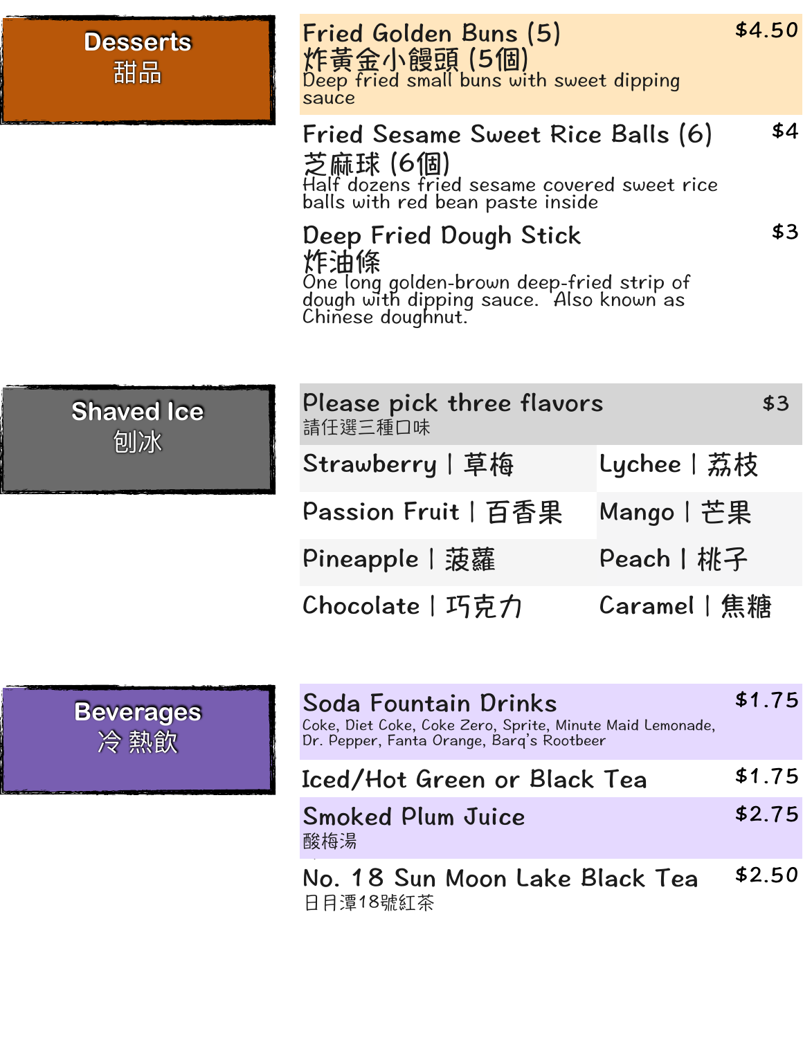## Desserts
## 甜品

**Fried Golden Buns (5)** — $4.50
炸黃金小饅頭 (5個)
Deep fried small buns with sweet dipping sauce

**Fried Sesame Sweet Rice Balls (6)** — $4
芝麻球 (6個)
Half dozens fried sesame covered sweet rice balls with red bean paste inside

**Deep Fried Dough Stick** — $3
炸油條
One long golden-brown deep-fried strip of dough with dipping sauce. Also known as Chinese doughnut.

## Shaved Ice
## 刨冰

**Please pick three flavors** — $3
請任選三種口味

| | |
|---|---|
| Strawberry \| 草梅 | Lychee \| 荔枝 |
| Passion Fruit \| 百香果 | Mango \| 芒果 |
| Pineapple \| 菠蘿 | Peach \| 桃子 |
| Chocolate \| 巧克力 | Caramel \| 焦糖 |

## Beverages
## 冷 熱飲

**Soda Fountain Drinks** — $1.75
Coke, Diet Coke, Coke Zero, Sprite, Minute Maid Lemonade, Dr. Pepper, Fanta Orange, Barq's Rootbeer

**Iced/Hot Green or Black Tea** — $1.75

**Smoked Plum Juice** — $2.75
酸梅湯

**No. 18 Sun Moon Lake Black Tea** — $2.50
日月潭18號紅茶